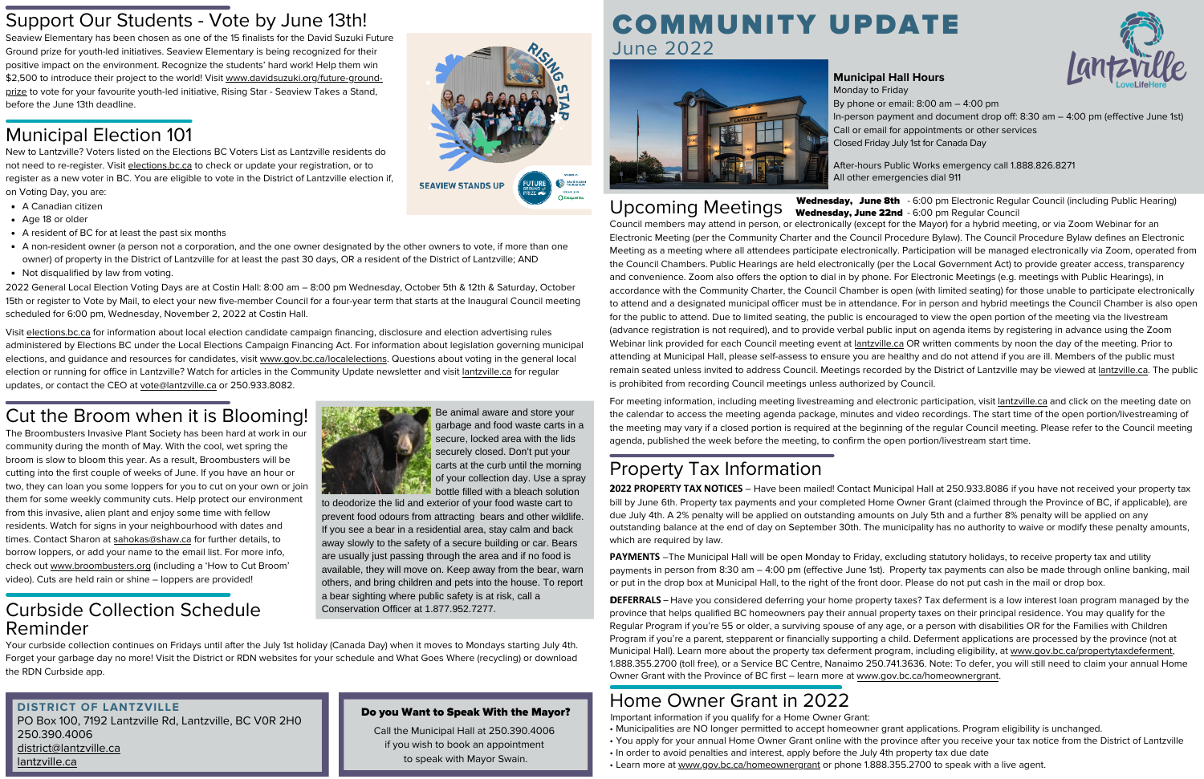# COMMUNITY UPDATE
June 2022

### Municipal Hall Hours

Monday to Friday
By phone or email: 8:00 am – 4:00 pm
In-person payment and document drop off: 8:30 am – 4:00 pm (effective June 1st)
Call or email for appointments or other services
Closed Friday July 1st for Canada Day

After-hours Public Works emergency call 1.888.826.8271
All other emergencies dial 911

## Support Our Students - Vote by June 13th!

Seaview Elementary has been chosen as one of the 15 finalists for the David Suzuki Future Ground prize for youth-led initiatives. Seaview Elementary is being recognized for their positive impact on the environment. Recognize the students' hard work! Help them win $2,500 to introduce their project to the world! Visit www.davidsuzuki.org/future-ground-prize to vote for your favourite youth-led initiative, Rising Star - Seaview Takes a Stand, before the June 13th deadline.

## Municipal Election 101

New to Lantzville? Voters listed on the Elections BC Voters List as Lantzville residents do not need to re-register. Visit elections.bc.ca to check or update your registration, or to register as a new voter in BC. You are eligible to vote in the District of Lantzville election if, on Voting Day, you are:

- A Canadian citizen
- Age 18 or older
- A resident of BC for at least the past six months
- A non-resident owner (a person not a corporation, and the one owner designated by the other owners to vote, if more than one owner) of property in the District of Lantzville for at least the past 30 days, OR a resident of the District of Lantzville; AND
- Not disqualified by law from voting.

2022 General Local Election Voting Days are at Costin Hall: 8:00 am – 8:00 pm Wednesday, October 5th & 12th & Saturday, October 15th or register to Vote by Mail, to elect your new five-member Council for a four-year term that starts at the Inaugural Council meeting scheduled for 6:00 pm, Wednesday, November 2, 2022 at Costin Hall.

Visit elections.bc.ca for information about local election candidate campaign financing, disclosure and election advertising rules administered by Elections BC under the Local Elections Campaign Financing Act. For information about legislation governing municipal elections, and guidance and resources for candidates, visit www.gov.bc.ca/localelections. Questions about voting in the general local election or running for office in Lantzville? Watch for articles in the Community Update newsletter and visit lantzville.ca for regular updates, or contact the CEO at vote@lantzville.ca or 250.933.8082.

## Cut the Broom when it is Blooming!

The Broombusters Invasive Plant Society has been hard at work in our community during the month of May. With the cool, wet spring the broom is slow to bloom this year. As a result, Broombusters will be cutting into the first couple of weeks of June. If you have an hour or two, they can loan you some loppers for you to cut on your own or join them for some weekly community cuts. Help protect our environment from this invasive, alien plant and enjoy some time with fellow residents. Watch for signs in your neighbourhood with dates and times. Contact Sharon at sahokas@shaw.ca for further details, to borrow loppers, or add your name to the email list. For more info, check out www.broombusters.org (including a 'How to Cut Broom' video). Cuts are held rain or shine – loppers are provided!

Be animal aware and store your garbage and food waste carts in a secure, locked area with the lids securely closed. Don't put your carts at the curb until the morning of your collection day. Use a spray bottle filled with a bleach solution to deodorize the lid and exterior of your food waste cart to prevent food odours from attracting bears and other wildlife. If you see a bear in a residential area, stay calm and back away slowly to the safety of a secure building or car. Bears are usually just passing through the area and if no food is available, they will move on. Keep away from the bear, warn others, and bring children and pets into the house. To report a bear sighting where public safety is at risk, call a Conservation Officer at 1.877.952.7277.

## Curbside Collection Schedule Reminder

Your curbside collection continues on Fridays until after the July 1st holiday (Canada Day) when it moves to Mondays starting July 4th. Forget your garbage day no more! Visit the District or RDN websites for your schedule and What Goes Where (recycling) or download the RDN Curbside app.

**DISTRICT OF LANTZVILLE**
PO Box 100, 7192 Lantzville Rd, Lantzville, BC V0R 2H0
250.390.4006
district@lantzville.ca
lantzville.ca

**Do you Want to Speak With the Mayor?**

Call the Municipal Hall at 250.390.4006 if you wish to book an appointment to speak with Mayor Swain.

## Upcoming Meetings

**Wednesday, June 8th** - 6:00 pm Electronic Regular Council (including Public Hearing)
**Wednesday, June 22nd** - 6:00 pm Regular Council

Council members may attend in person, or electronically (except for the Mayor) for a hybrid meeting, or via Zoom Webinar for an Electronic Meeting (per the Community Charter and the Council Procedure Bylaw). The Council Procedure Bylaw defines an Electronic Meeting as a meeting where all attendees participate electronically. Participation will be managed electronically via Zoom, operated from the Council Chambers. Public Hearings are held electronically (per the Local Government Act) to provide greater access, transparency and convenience. Zoom also offers the option to dial in by phone. For Electronic Meetings (e.g. meetings with Public Hearings), in accordance with the Community Charter, the Council Chamber is open (with limited seating) for those unable to participate electronically to attend and a designated municipal officer must be in attendance. For in person and hybrid meetings the Council Chamber is also open for the public to attend. Due to limited seating, the public is encouraged to view the open portion of the meeting via the livestream (advance registration is not required), and to provide verbal public input on agenda items by registering in advance using the Zoom Webinar link provided for each Council meeting event at lantzville.ca OR written comments by noon the day of the meeting. Prior to attending at Municipal Hall, please self-assess to ensure you are healthy and do not attend if you are ill. Members of the public must remain seated unless invited to address Council. Meetings recorded by the District of Lantzville may be viewed at lantzville.ca. The public is prohibited from recording Council meetings unless authorized by Council.

For meeting information, including meeting livestreaming and electronic participation, visit lantzville.ca and click on the meeting date on the calendar to access the meeting agenda package, minutes and video recordings. The start time of the open portion/livestreaming of the meeting may vary if a closed portion is required at the beginning of the regular Council meeting. Please refer to the Council meeting agenda, published the week before the meeting, to confirm the open portion/livestream start time.

## Property Tax Information

**2022 PROPERTY TAX NOTICES** – Have been mailed! Contact Municipal Hall at 250.933.8086 if you have not received your property tax bill by June 6th. Property tax payments and your completed Home Owner Grant (claimed through the Province of BC, if applicable), are due July 4th. A 2% penalty will be applied on outstanding amounts on July 5th and a further 8% penalty will be applied on any outstanding balance at the end of day on September 30th. The municipality has no authority to waive or modify these penalty amounts, which are required by law.

**PAYMENTS** –The Municipal Hall will be open Monday to Friday, excluding statutory holidays, to receive property tax and utility payments in person from 8:30 am – 4:00 pm (effective June 1st). Property tax payments can also be made through online banking, mail or put in the drop box at Municipal Hall, to the right of the front door. Please do not put cash in the mail or drop box.

**DEFERRALS** – Have you considered deferring your home property taxes? Tax deferment is a low interest loan program managed by the province that helps qualified BC homeowners pay their annual property taxes on their principal residence. You may qualify for the Regular Program if you're 55 or older, a surviving spouse of any age, or a person with disabilities OR for the Families with Children Program if you're a parent, stepparent or financially supporting a child. Deferment applications are processed by the province (not at Municipal Hall). Learn more about the property tax deferment program, including eligibility, at www.gov.bc.ca/propertytaxdeferment, 1.888.355.2700 (toll free), or a Service BC Centre, Nanaimo 250.741.3636. Note: To defer, you will still need to claim your annual Home Owner Grant with the Province of BC first – learn more at www.gov.bc.ca/homeownergrant.

## Home Owner Grant in 2022

Important information if you qualify for a Home Owner Grant:

- Municipalities are NO longer permitted to accept homeowner grant applications. Program eligibility is unchanged.
- You apply for your annual Home Owner Grant online with the province after you receive your tax notice from the District of Lantzville
- In order to avoid penalties and interest, apply before the July 4th property tax due date
- Learn more at www.gov.bc.ca/homeownergrant or phone 1.888.355.2700 to speak with a live agent.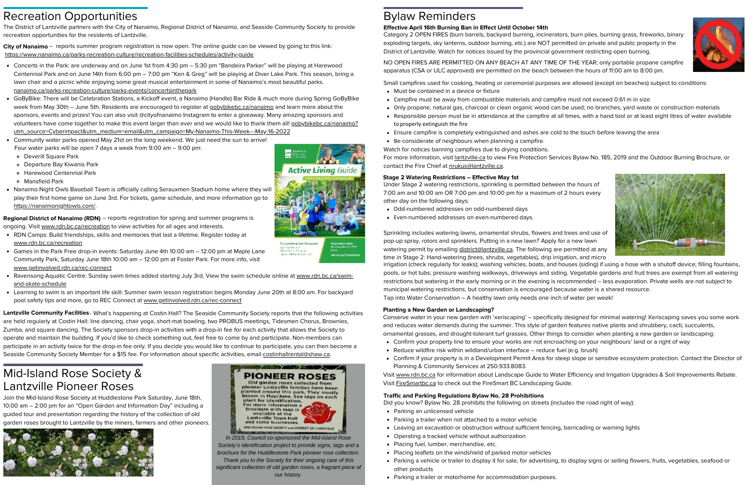# Recreation Opportunities

The District of Lantzville partners with the City of Nanaimo, Regional District of Nanaimo, and Seaside Community Society to provide recreation opportunities for the residents of Lantzville.

**City of Nanaimo** – reports summer program registration is now open. The online guide can be viewed by going to this link: https://www.nanaimo.ca/parks-recreation-culture/recreation-facilities-schedules/activity-guide

- Concerts in the Park: are underway and on June 1st from 4:30 pm – 5:30 pm "Bandeira Parker" will be playing at Harewood Centennial Park and on June 14th from 6:00 pm – 7:00 pm "Ken & Greg" will be playing at Diver Lake Park. This season, bring a lawn chair and a picnic while enjoying some great musical entertainment in some of Nanaimo's most beautiful parks. nanaimo.ca/parks-recreation-culture/parks-events/concertsinthepark
- GoByBike: There will be Celebration Stations, a Kickoff event, a Nanaimo (Handle) Bar Ride & much more during Spring GoByBike week from May 30th – June 5th. Residents are encouraged to register at gobybikebc.ca/nanaimo and learn more about the sponsors, events and prizes! You can also visit @cityofnanaimo Instagram to enter a giveaway. Many amazing sponsors and volunteers have come together to make this event larger than ever and we would like to thank them all! gobybikebc.ca/nanaimo?utm_source=Cyberimpact&utm_medium=email&utm_campaign=My-Nanaimo-This-Week---May-16-2022
- Community water parks opened May 21st on the long weekend. We just need the sun to arrive! Four water parks will be open 7 days a week from 9:00 am – 9:00 pm:
  - Deverill Square Park
  - Departure Bay Kiwanis Park
  - Harewood Centennial Park
  - Mansfield Park
- Nanaimo Night Owls Baseball Team is officially calling Serauxmen Stadium home where they will play their first home game on June 3rd. For tickets, game schedule, and more information go to https://nanaimonightowls.com/.

**Regional District of Nanaimo (RDN)** – reports registration for spring and summer programs is ongoing. Visit www.rdn.bc.ca/recreation to view activities for all ages and interests.

- RDN Camps: Build friendships, skills and memories that last a lifetime. Register today at www.rdn.bc.ca/recreation
- Games in the Park Free drop-in events: Saturday June 4th 10:00 am – 12:00 pm at Maple Lane Community Park, Saturday June 18th 10:00 am – 12:00 pm at Foster Park. For more info, visit www.getinvolved.rdn.ca/rec-connect
- Ravensong Aquatic Centre: Sunday swim times added starting July 3rd. View the swim schedule online at www.rdn.bc.ca/swim-and-skate-schedule
- Learning to swim is an important life skill: Summer swim lesson registration begins Monday June 20th at 8:00 am. For backyard pool safety tips and more, go to REC Connect at www.getinvolved.rdn.ca/rec-connect

**Lantzville Community Facilities** - What's happening at Costin Hall? The Seaside Community Society reports that the following activities are held regularly at Costin Hall: line dancing, chair yoga, short-mat bowling, two PROBUS meetings, Tidesmen Chorus, Brownies, Zumba, and square dancing. The Society sponsors drop-in activities with a drop-in fee for each activity that allows the Society to operate and maintain the building. If you'd like to check something out, feel free to come by and participate. Non-members can participate in an activity twice for the drop-in fee only. If you decide you would like to continue to participate, you can then become a Seaside Community Society Member for a $15 fee. For information about specific activities, email costinhallrental@shaw.ca.

# Mid-Island Rose Society & Lantzville Pioneer Roses

Join the Mid-Island Rose Society at Huddlestone Park Saturday, June 18th, 10:00 am – 2:00 pm for an "Open Garden and Information Day" including a guided tour and presentation regarding the history of the collection of old garden roses brought to Lantzville by the miners, farmers and other pioneers.

*In 2019, Council co-sponsored the Mid-Island Rose Society's identification project to provide signs, tags and a brochure for the Huddlestone Park pioneer rose collection. Thank you to the Society for their ongoing care of this significant collection of old garden roses, a fragrant piece of our history.*

# Bylaw Reminders

**Effective April 16th Burning Ban in Effect Until October 14th**

Category 2 OPEN FIRES (burn barrels, backyard burning, incinerators, burn piles, burning grass, fireworks, binary exploding targets, sky lanterns, outdoor burning, etc.) are NOT permitted on private and public property in the District of Lantzville. Watch for notices issued by the provincial government restricting open burning.

NO OPEN FIRES ARE PERMITTED ON ANY BEACH AT ANY TIME OF THE YEAR; only portable propane campfire apparatus (CSA or ULC approved) are permitted on the beach between the hours of 11:00 am to 8:00 pm.

Small campfires used for cooking, heating or ceremonial purposes are allowed (except on beaches) subject to conditions:

- Must be contained in a device or fixture
- Campfire must be away from combustible materials and campfire must not exceed 0.61 m in size
- Only propane, natural gas, charcoal or clean organic wood can be used; no branches, yard waste or construction materials
- Responsible person must be in attendance at the campfire at all times, with a hand tool or at least eight litres of water available to properly extinguish the fire
- Ensure campfire is completely extinguished and ashes are cold to the touch before leaving the area
- Be considerate of neighbours when planning a campfire.

Watch for notices banning campfires due to drying conditions.

For more information, visit lantzville.ca to view Fire Protection Services Bylaw No. 185, 2019 and the Outdoor Burning Brochure, or contact the Fire Chief at nrukus@lantzville.ca.

**Stage 2 Watering Restrictions – Effective May 1st**

Under Stage 2 watering restrictions, sprinkling is permitted between the hours of 7:00 am and 10:00 am OR 7:00 pm and 10:00 pm for a maximum of 2 hours every other day on the following days:

- Odd-numbered addresses on odd-numbered days
- Even-numbered addresses on even-numbered days.

Sprinkling includes watering lawns, ornamental shrubs, flowers and trees and use of pop-up spray, rotors and sprinklers. Putting in a new lawn? Apply for a new lawn watering permit by emailing district@lantzville.ca. The following are permitted at any time in Stage 2: Hand-watering (trees, shrubs, vegetables), drip irrigation, and micro irrigation (check regularly for leaks); washing vehicles, boats, and houses (siding) if using a hose with a shutoff device; filling fountains, pools, or hot tubs; pressure washing walkways, driveways and siding. Vegetable gardens and fruit trees are exempt from all watering restrictions but watering in the early morning or in the evening is recommended – less evaporation. Private wells are not subject to municipal watering restrictions, but conservation is encouraged because water is a shared resource.

Tap into Water Conservation – A healthy lawn only needs one inch of water per week!

**Planting a New Garden or Landscaping?**

Conserve water in your new garden with 'xeriscaping' – specifically designed for minimal watering! Xeriscaping saves you some work and reduces water demands during the summer. This style of garden features native plants and shrubbery, cacti, succulents, ornamental grasses, and drought-tolerant turf grasses. Other things to consider when planting a new garden or landscaping:

- Confirm your property line to ensure your works are not encroaching on your neighbours' land or a right of way
- Reduce wildfire risk within wildland/urban interface – reduce fuel (e.g. brush)
- Confirm if your property is in a Development Permit Area for steep slope or sensitive ecosystem protection. Contact the Director of Planning & Community Services at 250.933.8083.

Visit www.rdn.bc.ca for information about Landscape Guide to Water Efficiency and Irrigation Upgrades & Soil Improvements Rebate. Visit FireSmartbc.ca to check out the FireSmart BC Landscaping Guide.

**Traffic and Parking Regulations Bylaw No. 28 Prohibitions**

Did you know? Bylaw No. 28 prohibits the following on streets (includes the road right of way):

- Parking an unlicensed vehicle
- Parking a trailer when not attached to a motor vehicle
- Leaving an excavation or obstruction without sufficient fencing, barricading or warning lights
- Operating a tracked vehicle without authorization
- Placing fuel, lumber, merchandise, etc.
- Placing leaflets on the windshield of parked motor vehicles
- Parking a vehicle or trailer to display it for sale, for advertising, to display signs or selling flowers, fruits, vegetables, seafood or other products
- Parking a trailer or motorhome for accommodation purposes.